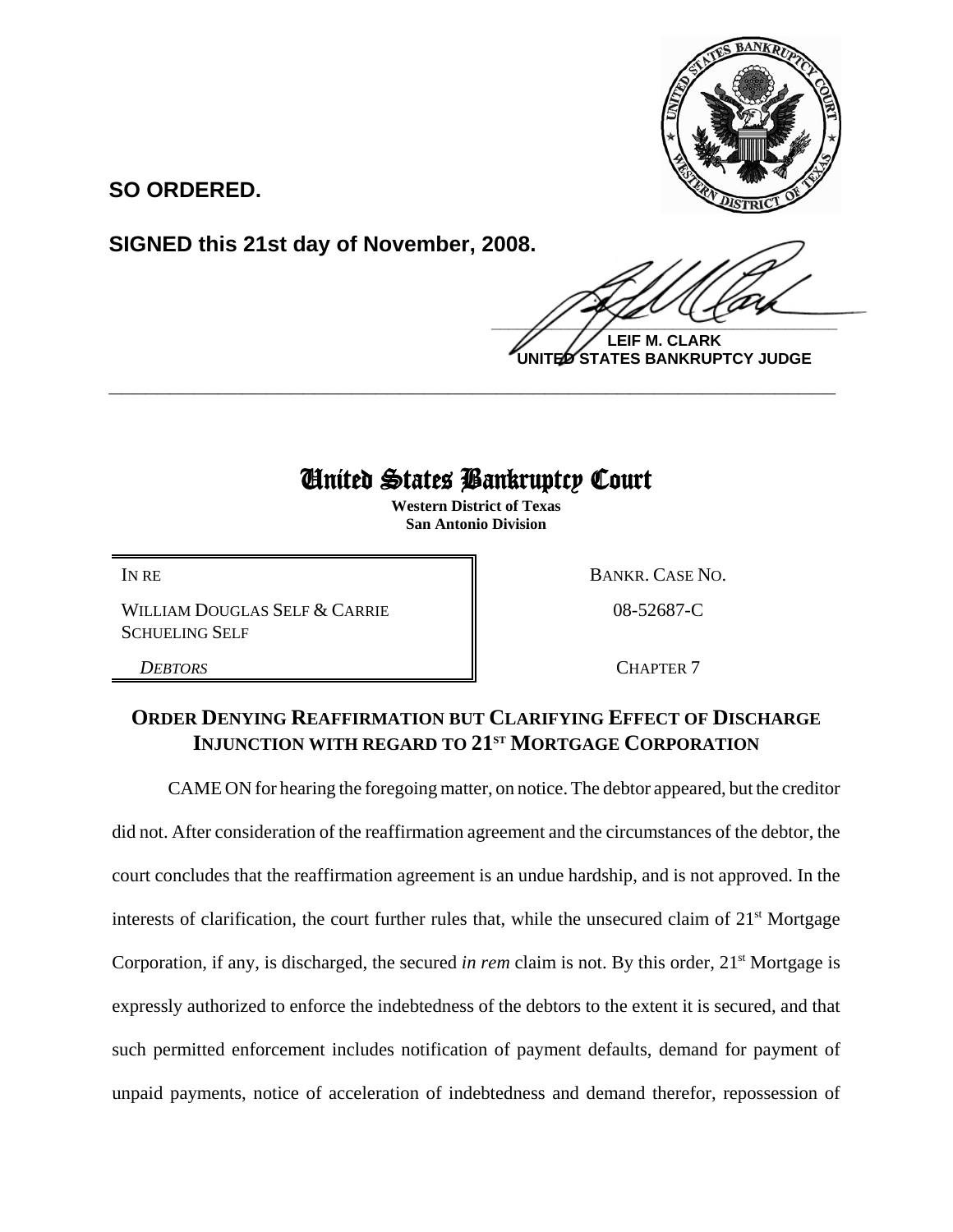**SO ORDERED.**

**SIGNED this 21st day of November, 2008.**

**LEIF M. CLARK**
**UNITED STATES BANKRUPTCY JUDGE**

---

# United States Bankruptcy Court

**Western District of Texas**
**San Antonio Division**

| | |
|---|---|
| IN RE | BANKR. CASE NO. |
| WILLIAM DOUGLAS SELF & CARRIE SCHUELING SELF | 08-52687-C |
| *DEBTORS* | CHAPTER 7 |

## ORDER DENYING REAFFIRMATION BUT CLARIFYING EFFECT OF DISCHARGE INJUNCTION WITH REGARD TO 21ST MORTGAGE CORPORATION

CAME ON for hearing the foregoing matter, on notice. The debtor appeared, but the creditor did not. After consideration of the reaffirmation agreement and the circumstances of the debtor, the court concludes that the reaffirmation agreement is an undue hardship, and is not approved. In the interests of clarification, the court further rules that, while the unsecured claim of 21st Mortgage Corporation, if any, is discharged, the secured *in rem* claim is not. By this order, 21st Mortgage is expressly authorized to enforce the indebtedness of the debtors to the extent it is secured, and that such permitted enforcement includes notification of payment defaults, demand for payment of unpaid payments, notice of acceleration of indebtedness and demand therefor, repossession of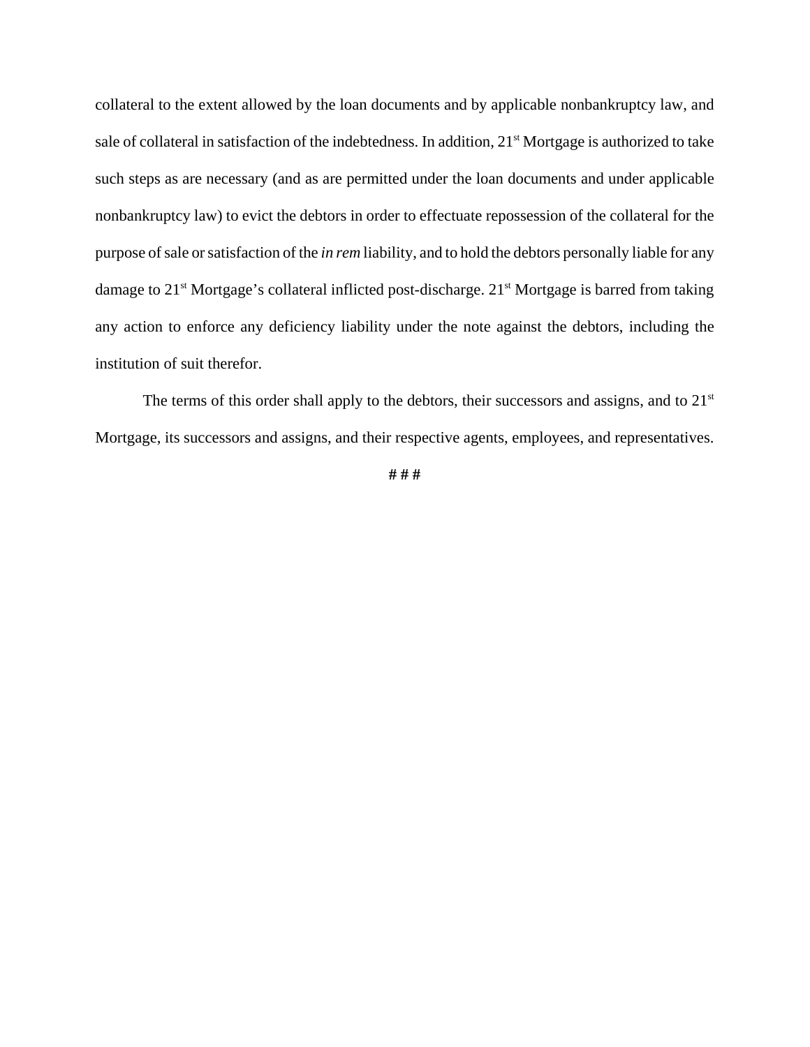collateral to the extent allowed by the loan documents and by applicable nonbankruptcy law, and sale of collateral in satisfaction of the indebtedness. In addition, 21st Mortgage is authorized to take such steps as are necessary (and as are permitted under the loan documents and under applicable nonbankruptcy law) to evict the debtors in order to effectuate repossession of the collateral for the purpose of sale or satisfaction of the *in rem* liability, and to hold the debtors personally liable for any damage to 21st Mortgage's collateral inflicted post-discharge. 21st Mortgage is barred from taking any action to enforce any deficiency liability under the note against the debtors, including the institution of suit therefor.

The terms of this order shall apply to the debtors, their successors and assigns, and to 21st Mortgage, its successors and assigns, and their respective agents, employees, and representatives.

# # #